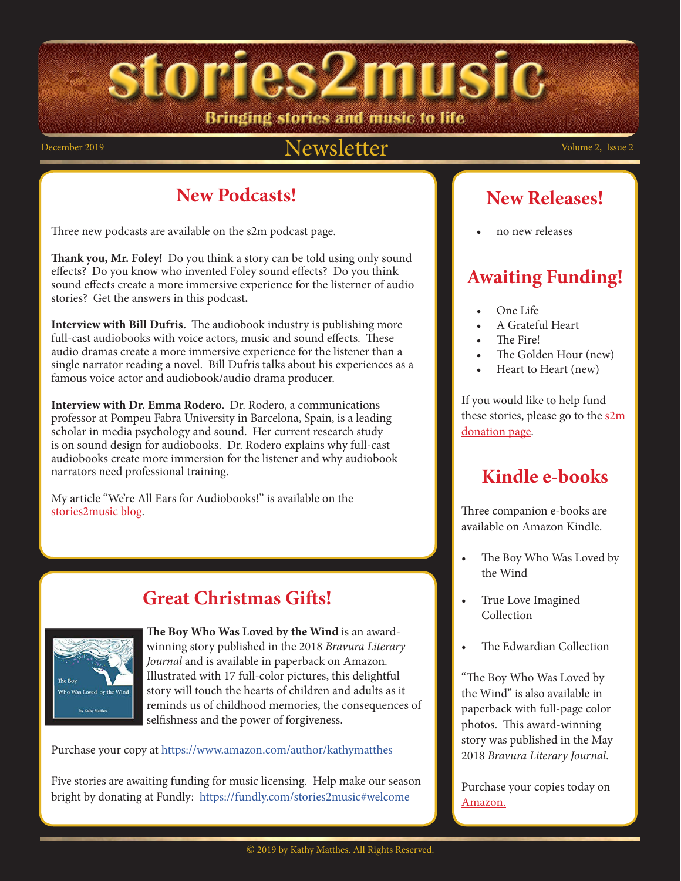# stories2music

**Bringing stories and music to life**

December 2019 — Newsletter — Volume 2, Issue 2

## New Podcasts!

Three new podcasts are available on the s2m podcast page.

**Thank you, Mr. Foley!** Do you think a story can be told using only sound effects? Do you know who invented Foley sound effects? Do you think sound effects create a more immersive experience for the listener of audio stories? Get the answers in this podcast**.**

**Interview with Bill Dufris.** The audiobook industry is publishing more full-cast audiobooks with voice actors, music and sound effects. These audio dramas create a more immersive experience for the listener than a single narrator reading a novel. Bill Dufris talks about his experiences as a famous voice actor and audiobook/audio drama producer.

**Interview with Dr. Emma Rodero.** Dr. Rodero, a communications professor at Pompeu Fabra University in Barcelona, Spain, is a leading scholar in media psychology and sound. Her current research study is on sound design for audiobooks. Dr. Rodero explains why full-cast audiobooks create more immersion for the listener and why audiobook narrators need professional training.

My article "We're All Ears for Audiobooks!" is available on the stories2music blog.

## Great Christmas Gifts!

**The Boy Who Was Loved by the Wind** is an award-winning story published in the 2018 *Bravura Literary Journal* and is available in paperback on Amazon. Illustrated with 17 full-color pictures, this delightful story will touch the hearts of children and adults as it reminds us of childhood memories, the consequences of selfishness and the power of forgiveness.

Purchase your copy at https://www.amazon.com/author/kathymatthes

Five stories are awaiting funding for music licensing. Help make our season bright by donating at Fundly: https://fundly.com/stories2music#welcome

## New Releases!

- no new releases

## Awaiting Funding!

- One Life
- A Grateful Heart
- The Fire!
- The Golden Hour (new)
- Heart to Heart (new)

If you would like to help fund these stories, please go to the s2m donation page.

## Kindle e-books

Three companion e-books are available on Amazon Kindle.

- The Boy Who Was Loved by the Wind
- True Love Imagined Collection
- The Edwardian Collection

"The Boy Who Was Loved by the Wind" is also available in paperback with full-page color photos. This award-winning story was published in the May 2018 *Bravura Literary Journal*.

Purchase your copies today on Amazon.

© 2019 by Kathy Matthes. All Rights Reserved.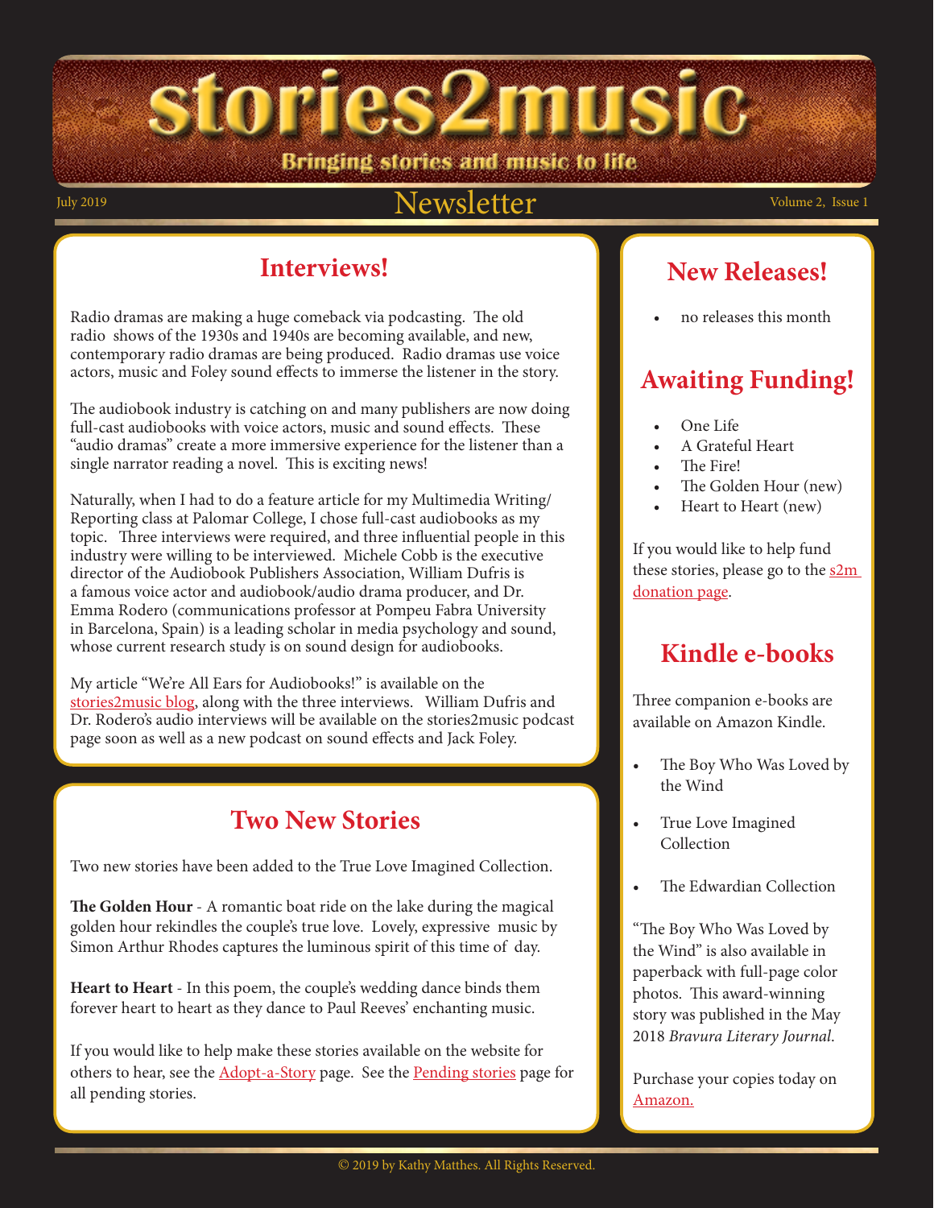# stories2music

Bringing stories and music to life

July 2019 — Newsletter — Volume 2, Issue 1

## Interviews!

Radio dramas are making a huge comeback via podcasting. The old radio shows of the 1930s and 1940s are becoming available, and new, contemporary radio dramas are being produced. Radio dramas use voice actors, music and Foley sound effects to immerse the listener in the story.

The audiobook industry is catching on and many publishers are now doing full-cast audiobooks with voice actors, music and sound effects. These "audio dramas" create a more immersive experience for the listener than a single narrator reading a novel. This is exciting news!

Naturally, when I had to do a feature article for my Multimedia Writing/ Reporting class at Palomar College, I chose full-cast audiobooks as my topic. Three interviews were required, and three influential people in this industry were willing to be interviewed. Michele Cobb is the executive director of the Audiobook Publishers Association, William Dufris is a famous voice actor and audiobook/audio drama producer, and Dr. Emma Rodero (communications professor at Pompeu Fabra University in Barcelona, Spain) is a leading scholar in media psychology and sound, whose current research study is on sound design for audiobooks.

My article "We're All Ears for Audiobooks!" is available on the stories2music blog, along with the three interviews. William Dufris and Dr. Rodero's audio interviews will be available on the stories2music podcast page soon as well as a new podcast on sound effects and Jack Foley.

## Two New Stories

Two new stories have been added to the True Love Imagined Collection.

**The Golden Hour** - A romantic boat ride on the lake during the magical golden hour rekindles the couple's true love. Lovely, expressive music by Simon Arthur Rhodes captures the luminous spirit of this time of day.

**Heart to Heart** - In this poem, the couple's wedding dance binds them forever heart to heart as they dance to Paul Reeves' enchanting music.

If you would like to help make these stories available on the website for others to hear, see the Adopt-a-Story page. See the Pending stories page for all pending stories.

## New Releases!

- no releases this month

## Awaiting Funding!

- One Life
- A Grateful Heart
- The Fire!
- The Golden Hour (new)
- Heart to Heart (new)

If you would like to help fund these stories, please go to the s2m donation page.

## Kindle e-books

Three companion e-books are available on Amazon Kindle.

- The Boy Who Was Loved by the Wind
- True Love Imagined Collection
- The Edwardian Collection

"The Boy Who Was Loved by the Wind" is also available in paperback with full-page color photos. This award-winning story was published in the May 2018 *Bravura Literary Journal*.

Purchase your copies today on Amazon.

© 2019 by Kathy Matthes. All Rights Reserved.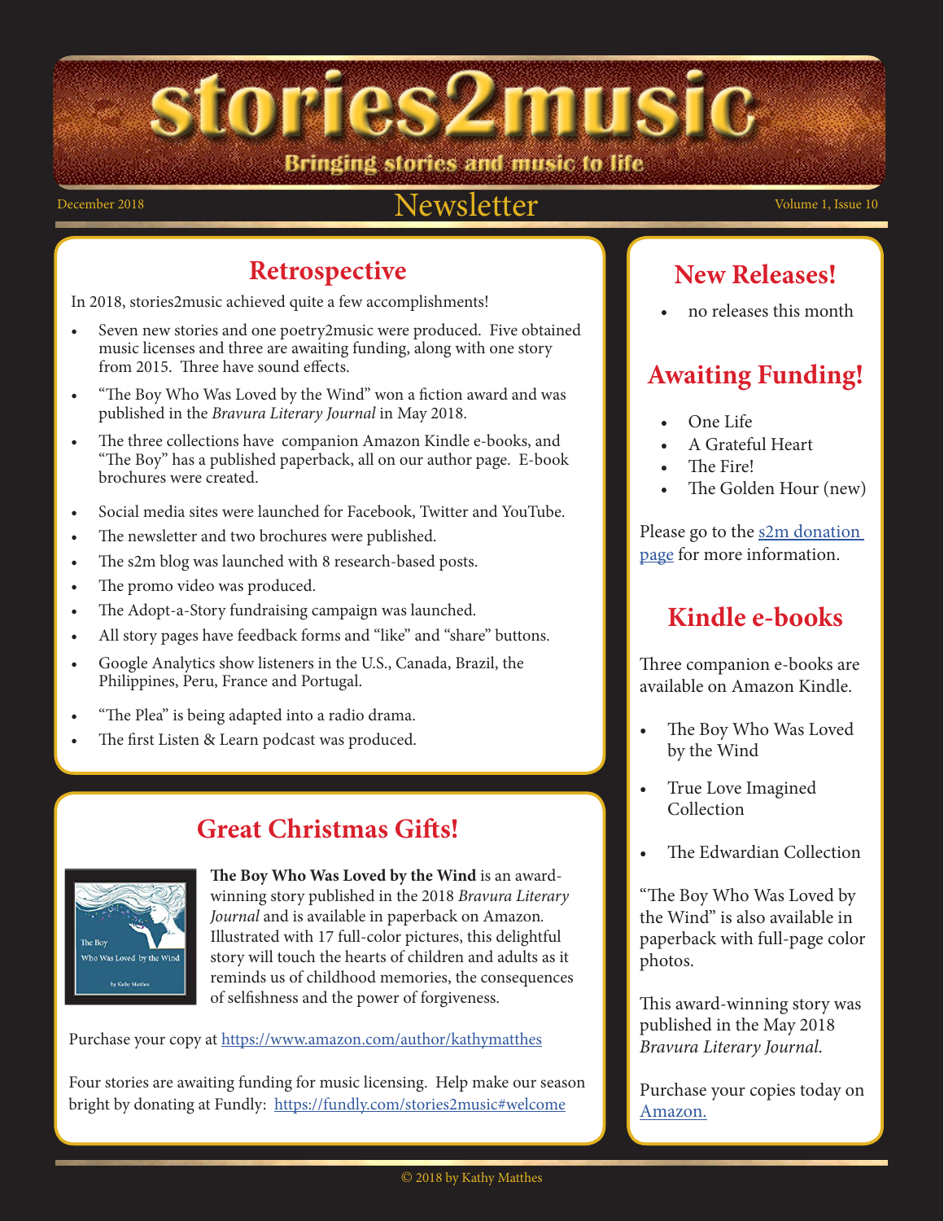# stories2music

**Bringing stories and music to life**

December 2018 — Newsletter — Volume 1, Issue 10

## Retrospective

In 2018, stories2music achieved quite a few accomplishments!

- Seven new stories and one poetry2music were produced. Five obtained music licenses and three are awaiting funding, along with one story from 2015. Three have sound effects.
- "The Boy Who Was Loved by the Wind" won a fiction award and was published in the *Bravura Literary Journal* in May 2018.
- The three collections have companion Amazon Kindle e-books, and "The Boy" has a published paperback, all on our author page. E-book brochures were created.
- Social media sites were launched for Facebook, Twitter and YouTube.
- The newsletter and two brochures were published.
- The s2m blog was launched with 8 research-based posts.
- The promo video was produced.
- The Adopt-a-Story fundraising campaign was launched.
- All story pages have feedback forms and "like" and "share" buttons.
- Google Analytics show listeners in the U.S., Canada, Brazil, the Philippines, Peru, France and Portugal.
- "The Plea" is being adapted into a radio drama.
- The first Listen & Learn podcast was produced.

## Great Christmas Gifts!

**The Boy Who Was Loved by the Wind** is an award-winning story published in the 2018 *Bravura Literary Journal* and is available in paperback on Amazon. Illustrated with 17 full-color pictures, this delightful story will touch the hearts of children and adults as it reminds us of childhood memories, the consequences of selfishness and the power of forgiveness.

Purchase your copy at https://www.amazon.com/author/kathymatthes

Four stories are awaiting funding for music licensing. Help make our season bright by donating at Fundly: https://fundly.com/stories2music#welcome

## New Releases!

- no releases this month

## Awaiting Funding!

- One Life
- A Grateful Heart
- The Fire!
- The Golden Hour (new)

Please go to the s2m donation page for more information.

## Kindle e-books

Three companion e-books are available on Amazon Kindle.

- The Boy Who Was Loved by the Wind
- True Love Imagined Collection
- The Edwardian Collection

"The Boy Who Was Loved by the Wind" is also available in paperback with full-page color photos.

This award-winning story was published in the May 2018 *Bravura Literary Journal*.

Purchase your copies today on Amazon.

© 2018 by Kathy Matthes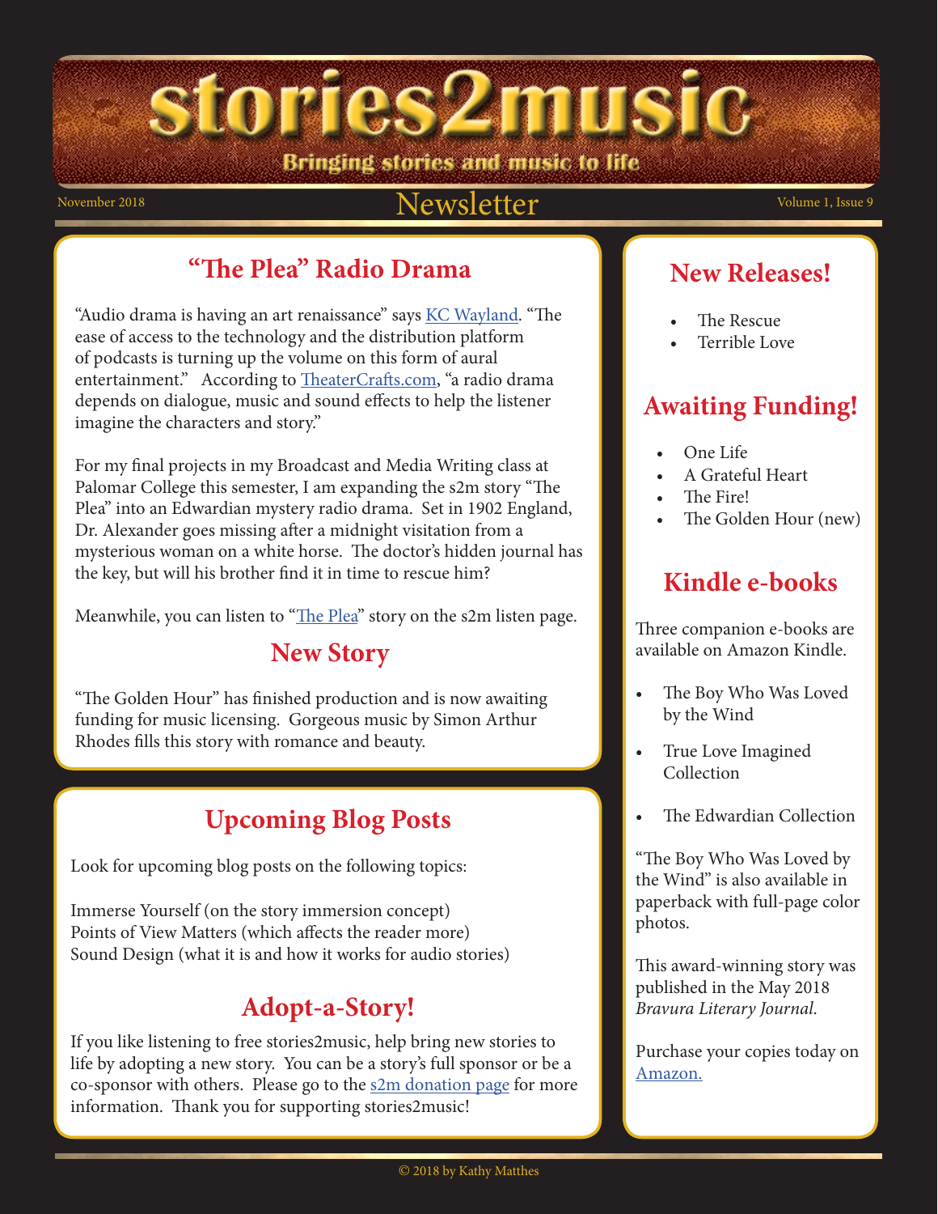# stories2music

Bringing stories and music to life

November 2018 — Newsletter — Volume 1, Issue 9

## "The Plea" Radio Drama

"Audio drama is having an art renaissance" says KC Wayland. "The ease of access to the technology and the distribution platform of podcasts is turning up the volume on this form of aural entertainment." According to TheaterCrafts.com, "a radio drama depends on dialogue, music and sound effects to help the listener imagine the characters and story."

For my final projects in my Broadcast and Media Writing class at Palomar College this semester, I am expanding the s2m story "The Plea" into an Edwardian mystery radio drama. Set in 1902 England, Dr. Alexander goes missing after a midnight visitation from a mysterious woman on a white horse. The doctor's hidden journal has the key, but will his brother find it in time to rescue him?

Meanwhile, you can listen to "The Plea" story on the s2m listen page.

## New Story

"The Golden Hour" has finished production and is now awaiting funding for music licensing. Gorgeous music by Simon Arthur Rhodes fills this story with romance and beauty.

## Upcoming Blog Posts

Look for upcoming blog posts on the following topics:

Immerse Yourself (on the story immersion concept)
Points of View Matters (which affects the reader more)
Sound Design (what it is and how it works for audio stories)

## Adopt-a-Story!

If you like listening to free stories2music, help bring new stories to life by adopting a new story. You can be a story's full sponsor or be a co-sponsor with others. Please go to the s2m donation page for more information. Thank you for supporting stories2music!

## New Releases!

- The Rescue
- Terrible Love

## Awaiting Funding!

- One Life
- A Grateful Heart
- The Fire!
- The Golden Hour (new)

## Kindle e-books

Three companion e-books are available on Amazon Kindle.

- The Boy Who Was Loved by the Wind
- True Love Imagined Collection
- The Edwardian Collection

"The Boy Who Was Loved by the Wind" is also available in paperback with full-page color photos.

This award-winning story was published in the May 2018 *Bravura Literary Journal.*

Purchase your copies today on Amazon.

© 2018 by Kathy Matthes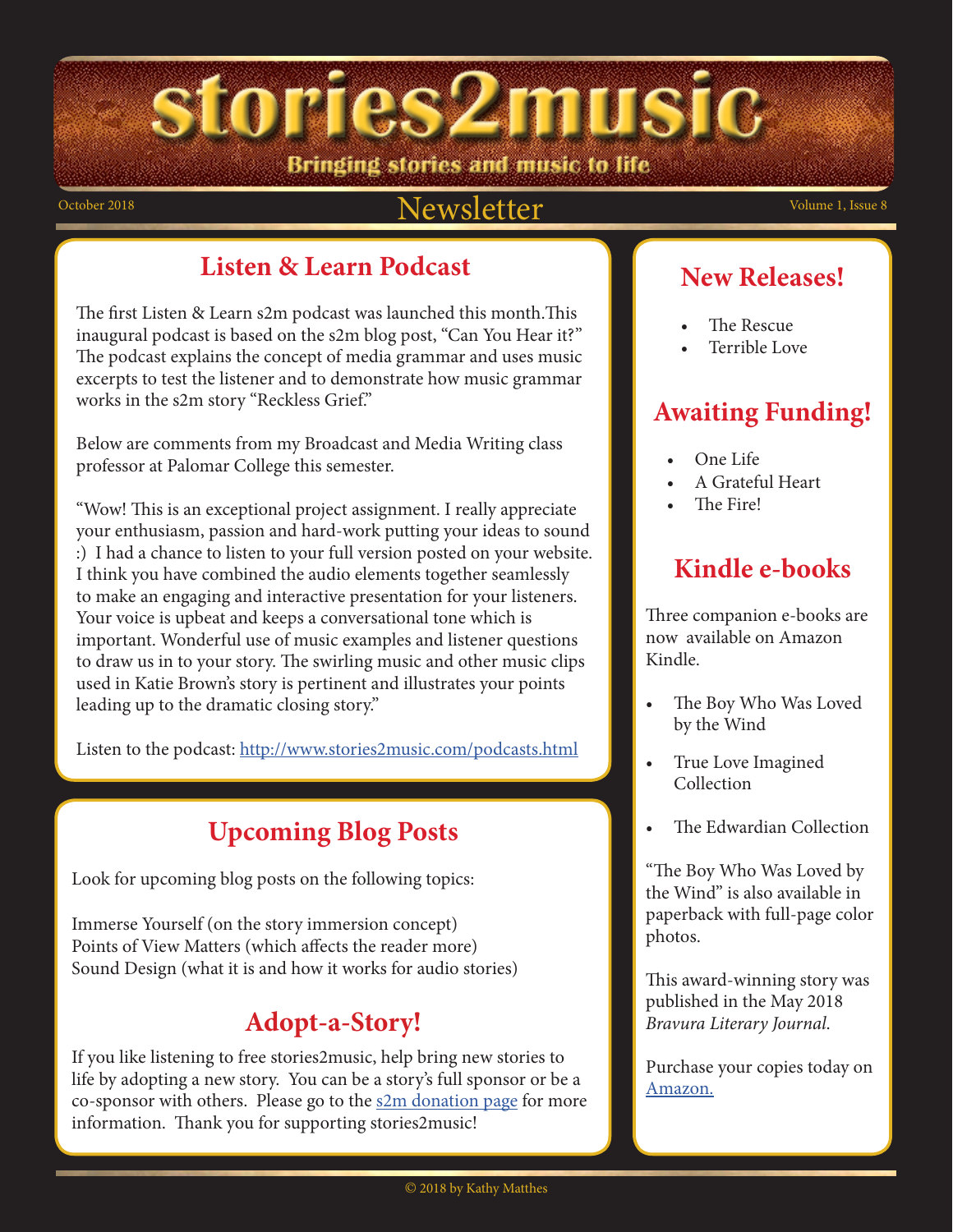# stories2music

**Bringing stories and music to life**

October 2018 — Newsletter — Volume 1, Issue 8

## Listen & Learn Podcast

The first Listen & Learn s2m podcast was launched this month.This inaugural podcast is based on the s2m blog post, "Can You Hear it?" The podcast explains the concept of media grammar and uses music excerpts to test the listener and to demonstrate how music grammar works in the s2m story "Reckless Grief."

Below are comments from my Broadcast and Media Writing class professor at Palomar College this semester.

"Wow! This is an exceptional project assignment. I really appreciate your enthusiasm, passion and hard-work putting your ideas to sound :) I had a chance to listen to your full version posted on your website. I think you have combined the audio elements together seamlessly to make an engaging and interactive presentation for your listeners. Your voice is upbeat and keeps a conversational tone which is important. Wonderful use of music examples and listener questions to draw us in to your story. The swirling music and other music clips used in Katie Brown's story is pertinent and illustrates your points leading up to the dramatic closing story."

Listen to the podcast: [http://www.stories2music.com/podcasts.html](http://www.stories2music.com/podcasts.html)

## Upcoming Blog Posts

Look for upcoming blog posts on the following topics:

Immerse Yourself (on the story immersion concept)
Points of View Matters (which affects the reader more)
Sound Design (what it is and how it works for audio stories)

## Adopt-a-Story!

If you like listening to free stories2music, help bring new stories to life by adopting a new story. You can be a story's full sponsor or be a co-sponsor with others. Please go to the s2m donation page for more information. Thank you for supporting stories2music!

## New Releases!

- The Rescue
- Terrible Love

## Awaiting Funding!

- One Life
- A Grateful Heart
- The Fire!

## Kindle e-books

Three companion e-books are now available on Amazon Kindle.

- The Boy Who Was Loved by the Wind
- True Love Imagined Collection
- The Edwardian Collection

"The Boy Who Was Loved by the Wind" is also available in paperback with full-page color photos.

This award-winning story was published in the May 2018 *Bravura Literary Journal.*

Purchase your copies today on Amazon.

© 2018 by Kathy Matthes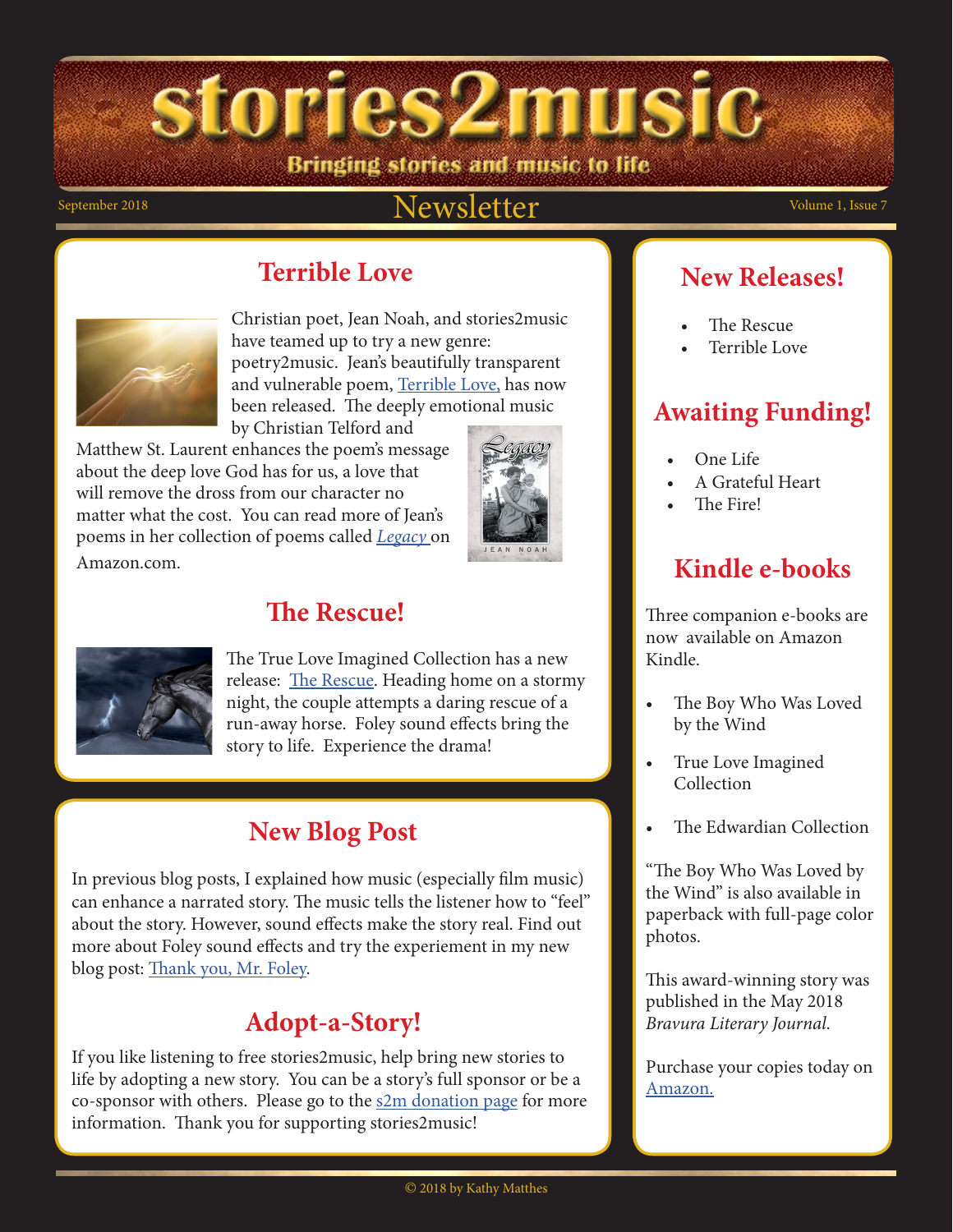# stories2music

**Bringing stories and music to life**

September 2018 — Newsletter — Volume 1, Issue 7

## Terrible Love

Christian poet, Jean Noah, and stories2music have teamed up to try a new genre: poetry2music. Jean's beautifully transparent and vulnerable poem, Terrible Love, has now been released. The deeply emotional music by Christian Telford and Matthew St. Laurent enhances the poem's message about the deep love God has for us, a love that will remove the dross from our character no matter what the cost. You can read more of Jean's poems in her collection of poems called *Legacy* on Amazon.com.

## The Rescue!

The True Love Imagined Collection has a new release: The Rescue. Heading home on a stormy night, the couple attempts a daring rescue of a run-away horse. Foley sound effects bring the story to life. Experience the drama!

## New Blog Post

In previous blog posts, I explained how music (especially film music) can enhance a narrated story. The music tells the listener how to "feel" about the story. However, sound effects make the story real. Find out more about Foley sound effects and try the experiement in my new blog post: Thank you, Mr. Foley.

## Adopt-a-Story!

If you like listening to free stories2music, help bring new stories to life by adopting a new story. You can be a story's full sponsor or be a co-sponsor with others. Please go to the s2m donation page for more information. Thank you for supporting stories2music!

## New Releases!

- The Rescue
- Terrible Love

## Awaiting Funding!

- One Life
- A Grateful Heart
- The Fire!

## Kindle e-books

Three companion e-books are now available on Amazon Kindle.

- The Boy Who Was Loved by the Wind
- True Love Imagined Collection
- The Edwardian Collection

"The Boy Who Was Loved by the Wind" is also available in paperback with full-page color photos.

This award-winning story was published in the May 2018 *Bravura Literary Journal.*

Purchase your copies today on Amazon.

© 2018 by Kathy Matthes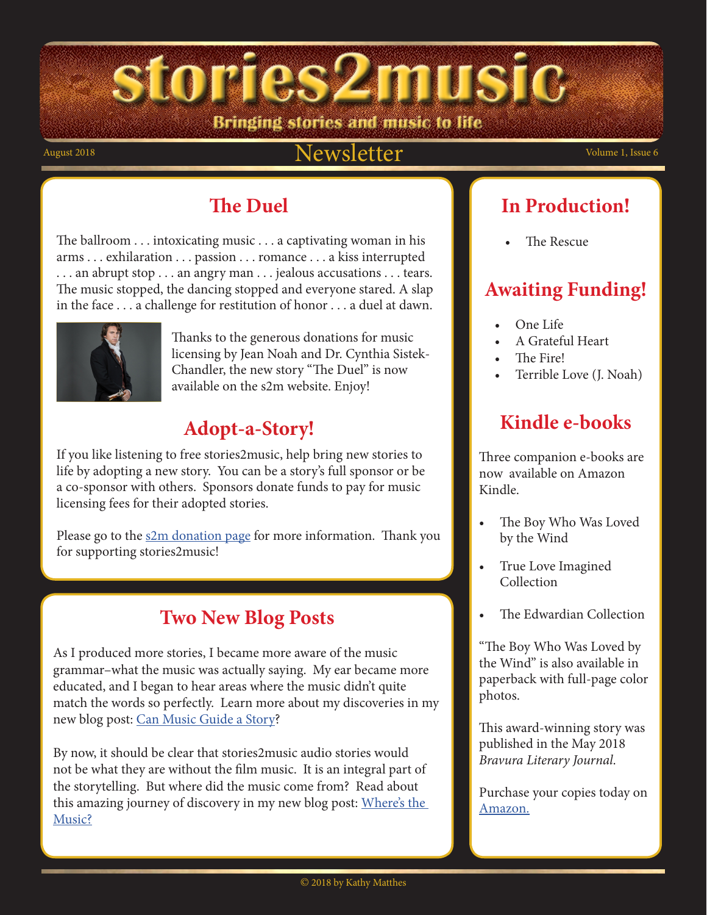# stories2music

Bringing stories and music to life

August 2018 — Newsletter — Volume 1, Issue 6

## The Duel

The ballroom . . . intoxicating music . . . a captivating woman in his arms . . . exhilaration . . . passion . . . romance . . . a kiss interrupted . . . an abrupt stop . . . an angry man . . . jealous accusations . . . tears. The music stopped, the dancing stopped and everyone stared. A slap in the face . . . a challenge for restitution of honor . . . a duel at dawn.

Thanks to the generous donations for music licensing by Jean Noah and Dr. Cynthia Sistek-Chandler, the new story "The Duel" is now available on the s2m website. Enjoy!

## Adopt-a-Story!

If you like listening to free stories2music, help bring new stories to life by adopting a new story. You can be a story's full sponsor or be a co-sponsor with others. Sponsors donate funds to pay for music licensing fees for their adopted stories.

Please go to the s2m donation page for more information. Thank you for supporting stories2music!

## Two New Blog Posts

As I produced more stories, I became more aware of the music grammar–what the music was actually saying. My ear became more educated, and I began to hear areas where the music didn't quite match the words so perfectly. Learn more about my discoveries in my new blog post: Can Music Guide a Story?

By now, it should be clear that stories2music audio stories would not be what they are without the film music. It is an integral part of the storytelling. But where did the music come from? Read about this amazing journey of discovery in my new blog post: Where's the Music?

## In Production!

- The Rescue

## Awaiting Funding!

- One Life
- A Grateful Heart
- The Fire!
- Terrible Love (J. Noah)

## Kindle e-books

Three companion e-books are now available on Amazon Kindle.

- The Boy Who Was Loved by the Wind
- True Love Imagined Collection
- The Edwardian Collection

"The Boy Who Was Loved by the Wind" is also available in paperback with full-page color photos.

This award-winning story was published in the May 2018 *Bravura Literary Journal.*

Purchase your copies today on Amazon.

© 2018 by Kathy Matthes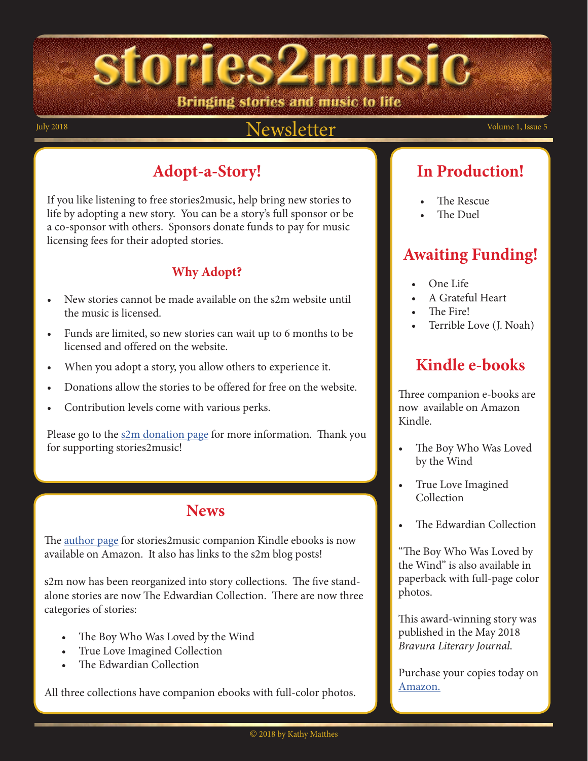# stories2music

**Bringing stories and music to life**

July 2018 — Newsletter — Volume 1, Issue 5

## Adopt-a-Story!

If you like listening to free stories2music, help bring new stories to life by adopting a new story. You can be a story's full sponsor or be a co-sponsor with others. Sponsors donate funds to pay for music licensing fees for their adopted stories.

### Why Adopt?

- New stories cannot be made available on the s2m website until the music is licensed.
- Funds are limited, so new stories can wait up to 6 months to be licensed and offered on the website.
- When you adopt a story, you allow others to experience it.
- Donations allow the stories to be offered for free on the website.
- Contribution levels come with various perks.

Please go to the s2m donation page for more information. Thank you for supporting stories2music!

## News

The author page for stories2music companion Kindle ebooks is now available on Amazon. It also has links to the s2m blog posts!

s2m now has been reorganized into story collections. The five stand-alone stories are now The Edwardian Collection. There are now three categories of stories:

- The Boy Who Was Loved by the Wind
- True Love Imagined Collection
- The Edwardian Collection

All three collections have companion ebooks with full-color photos.

## In Production!

- The Rescue
- The Duel

## Awaiting Funding!

- One Life
- A Grateful Heart
- The Fire!
- Terrible Love (J. Noah)

## Kindle e-books

Three companion e-books are now available on Amazon Kindle.

- The Boy Who Was Loved by the Wind
- True Love Imagined Collection
- The Edwardian Collection

"The Boy Who Was Loved by the Wind" is also available in paperback with full-page color photos.

This award-winning story was published in the May 2018 *Bravura Literary Journal.*

Purchase your copies today on Amazon.

© 2018 by Kathy Matthes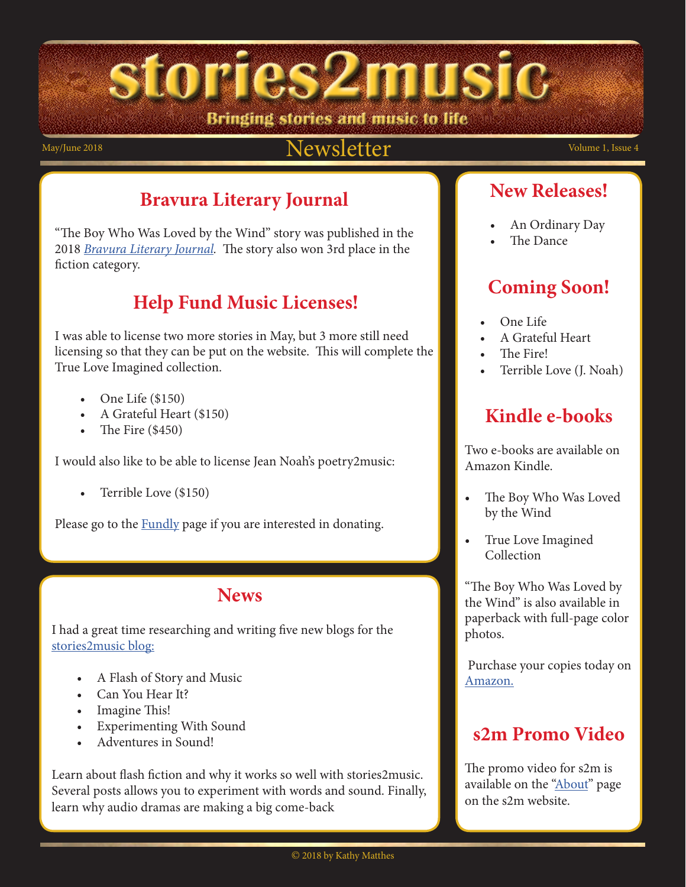# stories2music

**Bringing stories and music to life**

May/June 2018 — Newsletter — Volume 1, Issue 4

## Bravura Literary Journal

"The Boy Who Was Loved by the Wind" story was published in the 2018 *[Bravura Literary Journal](#)*. The story also won 3rd place in the fiction category.

## Help Fund Music Licenses!

I was able to license two more stories in May, but 3 more still need licensing so that they can be put on the website. This will complete the True Love Imagined collection.

- One Life ($150)
- A Grateful Heart ($150)
- The Fire ($450)

I would also like to be able to license Jean Noah's poetry2music:

- Terrible Love ($150)

Please go to the [Fundly](#) page if you are interested in donating.

## News

I had a great time researching and writing five new blogs for the [stories2music blog:](#)

- A Flash of Story and Music
- Can You Hear It?
- Imagine This!
- Experimenting With Sound
- Adventures in Sound!

Learn about flash fiction and why it works so well with stories2music. Several posts allows you to experiment with words and sound. Finally, learn why audio dramas are making a big come-back

## New Releases!

- An Ordinary Day
- The Dance

## Coming Soon!

- One Life
- A Grateful Heart
- The Fire!
- Terrible Love (J. Noah)

## Kindle e-books

Two e-books are available on Amazon Kindle.

- The Boy Who Was Loved by the Wind
- True Love Imagined Collection

"The Boy Who Was Loved by the Wind" is also available in paperback with full-page color photos.

Purchase your copies today on [Amazon.](#)

## s2m Promo Video

The promo video for s2m is available on the "[About](#)" page on the s2m website.

© 2018 by Kathy Matthes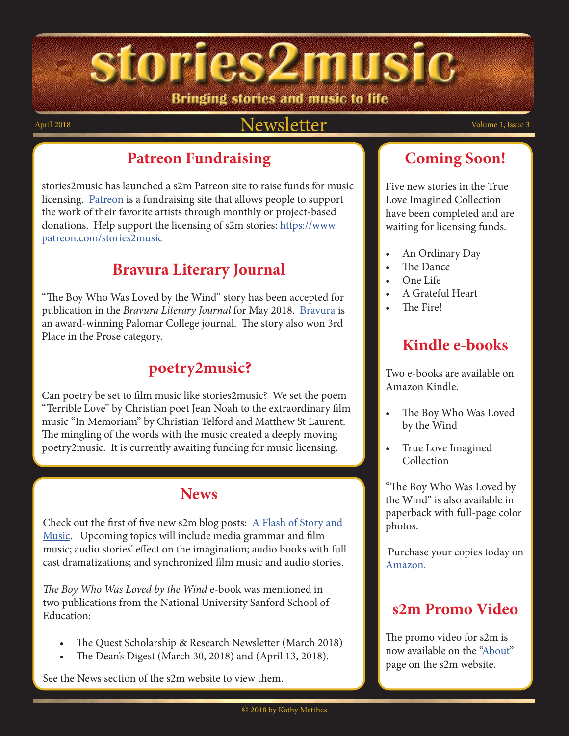# stories2music

**Bringing stories and music to life**

April 2018 — Newsletter — Volume 1, Issue 3

## Patreon Fundraising

stories2music has launched a s2m Patreon site to raise funds for music licensing. [Patreon](https://www.patreon.com) is a fundraising site that allows people to support the work of their favorite artists through monthly or project-based donations. Help support the licensing of s2m stories: [https://www.patreon.com/stories2music](https://www.patreon.com/stories2music)

## Bravura Literary Journal

"The Boy Who Was Loved by the Wind" story has been accepted for publication in the *Bravura Literary Journal* for May 2018. [Bravura](#) is an award-winning Palomar College journal. The story also won 3rd Place in the Prose category.

## poetry2music?

Can poetry be set to film music like stories2music? We set the poem "Terrible Love" by Christian poet Jean Noah to the extraordinary film music "In Memoriam" by Christian Telford and Matthew St Laurent. The mingling of the words with the music created a deeply moving poetry2music. It is currently awaiting funding for music licensing.

## News

Check out the first of five new s2m blog posts: [A Flash of Story and Music](#). Upcoming topics will include media grammar and film music; audio stories' effect on the imagination; audio books with full cast dramatizations; and synchronized film music and audio stories.

*The Boy Who Was Loved by the Wind* e-book was mentioned in two publications from the National University Sanford School of Education:

- The Quest Scholarship & Research Newsletter (March 2018)
- The Dean's Digest (March 30, 2018) and (April 13, 2018).

See the News section of the s2m website to view them.

## Coming Soon!

Five new stories in the True Love Imagined Collection have been completed and are waiting for licensing funds.

- An Ordinary Day
- The Dance
- One Life
- A Grateful Heart
- The Fire!

## Kindle e-books

Two e-books are available on Amazon Kindle.

- The Boy Who Was Loved by the Wind
- True Love Imagined Collection

"The Boy Who Was Loved by the Wind" is also available in paperback with full-page color photos.

Purchase your copies today on [Amazon.](#)

## s2m Promo Video

The promo video for s2m is now available on the "[About](#)" page on the s2m website.

© 2018 by Kathy Matthes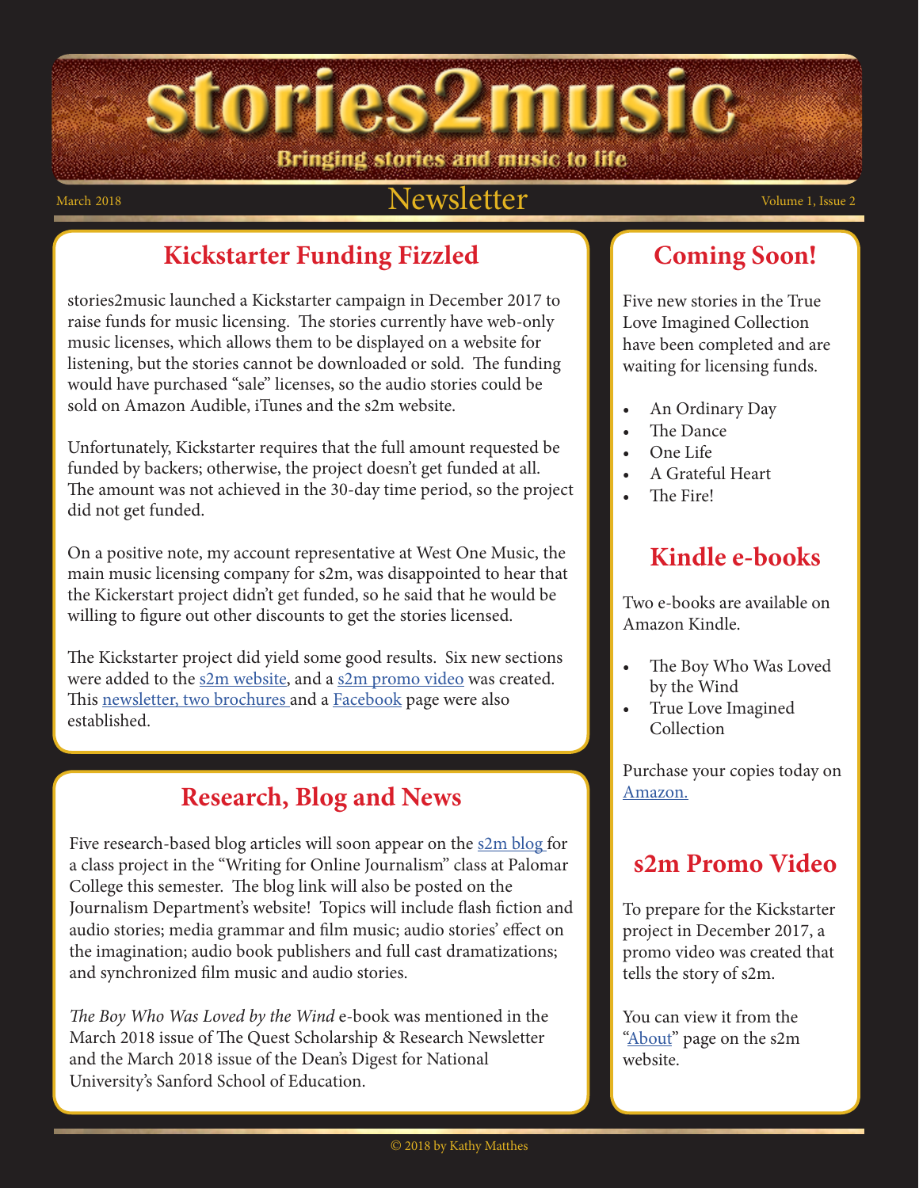# stories2music

**Bringing stories and music to life**

March 2018 — Newsletter — Volume 1, Issue 2

## Kickstarter Funding Fizzled

stories2music launched a Kickstarter campaign in December 2017 to raise funds for music licensing. The stories currently have web-only music licenses, which allows them to be displayed on a website for listening, but the stories cannot be downloaded or sold. The funding would have purchased "sale" licenses, so the audio stories could be sold on Amazon Audible, iTunes and the s2m website.

Unfortunately, Kickstarter requires that the full amount requested be funded by backers; otherwise, the project doesn't get funded at all. The amount was not achieved in the 30-day time period, so the project did not get funded.

On a positive note, my account representative at West One Music, the main music licensing company for s2m, was disappointed to hear that the Kickerstart project didn't get funded, so he said that he would be willing to figure out other discounts to get the stories licensed.

The Kickstarter project did yield some good results. Six new sections were added to the s2m website, and a s2m promo video was created. This newsletter, two brochures and a Facebook page were also established.

## Research, Blog and News

Five research-based blog articles will soon appear on the s2m blog for a class project in the "Writing for Online Journalism" class at Palomar College this semester. The blog link will also be posted on the Journalism Department's website! Topics will include flash fiction and audio stories; media grammar and film music; audio stories' effect on the imagination; audio book publishers and full cast dramatizations; and synchronized film music and audio stories.

*The Boy Who Was Loved by the Wind* e-book was mentioned in the March 2018 issue of The Quest Scholarship & Research Newsletter and the March 2018 issue of the Dean's Digest for National University's Sanford School of Education.

## Coming Soon!

Five new stories in the True Love Imagined Collection have been completed and are waiting for licensing funds.

- An Ordinary Day
- The Dance
- One Life
- A Grateful Heart
- The Fire!

## Kindle e-books

Two e-books are available on Amazon Kindle.

- The Boy Who Was Loved by the Wind
- True Love Imagined Collection

Purchase your copies today on Amazon.

## s2m Promo Video

To prepare for the Kickstarter project in December 2017, a promo video was created that tells the story of s2m.

You can view it from the "About" page on the s2m website.

© 2018 by Kathy Matthes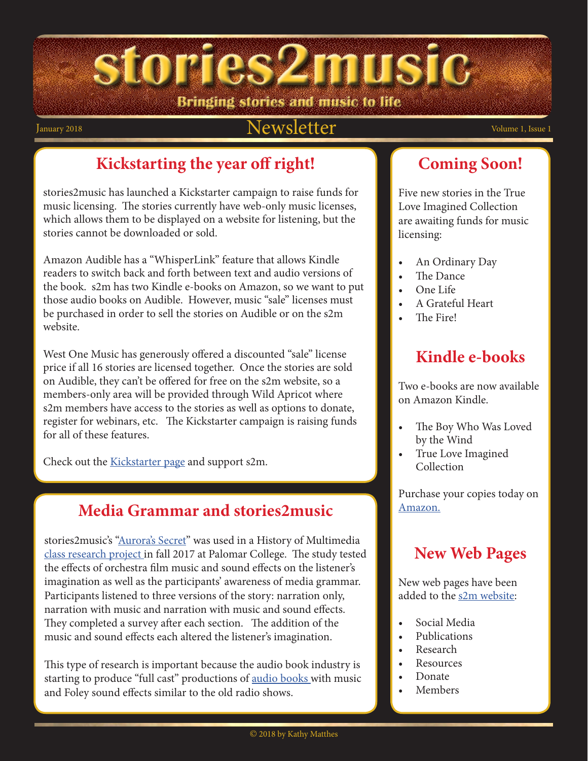# stories2music

Bringing stories and music to life

January 2018 — Newsletter — Volume 1, Issue 1

## Kickstarting the year off right!

stories2music has launched a Kickstarter campaign to raise funds for music licensing. The stories currently have web-only music licenses, which allows them to be displayed on a website for listening, but the stories cannot be downloaded or sold.

Amazon Audible has a "WhisperLink" feature that allows Kindle readers to switch back and forth between text and audio versions of the book. s2m has two Kindle e-books on Amazon, so we want to put those audio books on Audible. However, music "sale" licenses must be purchased in order to sell the stories on Audible or on the s2m website.

West One Music has generously offered a discounted "sale" license price if all 16 stories are licensed together. Once the stories are sold on Audible, they can't be offered for free on the s2m website, so a members-only area will be provided through Wild Apricot where s2m members have access to the stories as well as options to donate, register for webinars, etc. The Kickstarter campaign is raising funds for all of these features.

Check out the Kickstarter page and support s2m.

## Media Grammar and stories2music

stories2music's "Aurora's Secret" was used in a History of Multimedia class research project in fall 2017 at Palomar College. The study tested the effects of orchestra film music and sound effects on the listener's imagination as well as the participants' awareness of media grammar. Participants listened to three versions of the story: narration only, narration with music and narration with music and sound effects. They completed a survey after each section. The addition of the music and sound effects each altered the listener's imagination.

This type of research is important because the audio book industry is starting to produce "full cast" productions of audio books with music and Foley sound effects similar to the old radio shows.

## Coming Soon!

Five new stories in the True Love Imagined Collection are awaiting funds for music licensing:

- An Ordinary Day
- The Dance
- One Life
- A Grateful Heart
- The Fire!

## Kindle e-books

Two e-books are now available on Amazon Kindle.

- The Boy Who Was Loved by the Wind
- True Love Imagined Collection

Purchase your copies today on Amazon.

## New Web Pages

New web pages have been added to the s2m website:

- Social Media
- Publications
- Research
- Resources
- Donate
- Members

© 2018 by Kathy Matthes